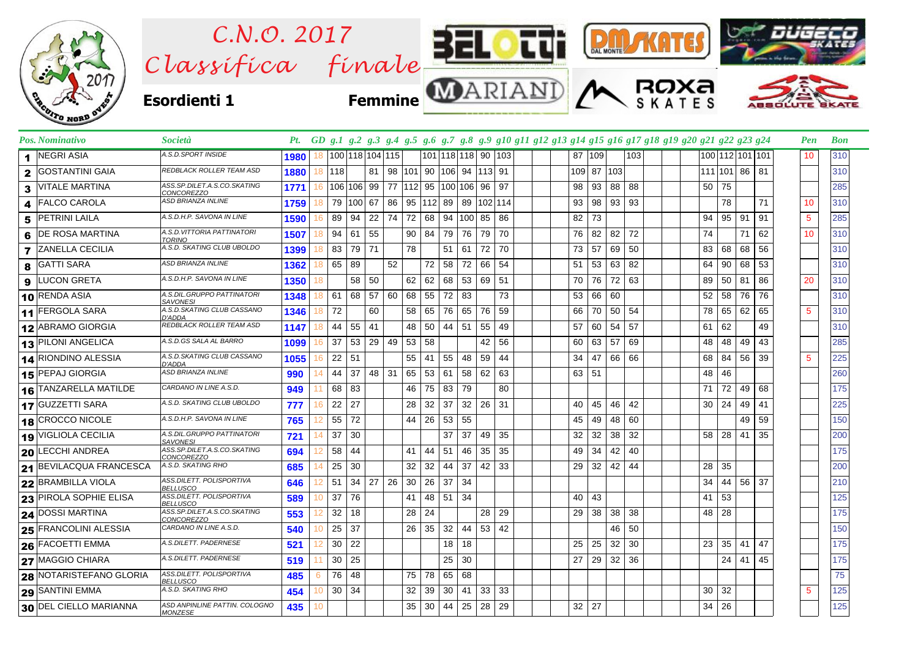# C.N.O. 2017 Classifica finale

**Esordienti 1** **Femmine**

| Pos. | Nominativo | Società | Pt. | GD | g.1 | g.2 | g.3 | g.4 | g.5 | g.6 | g.7 | g.8 | g.9 | g.10 | g.11 | g.12 | g.13 | g.14 | g.15 | g.16 | g.17 | g.18 | g.19 | g.20 | g.21 | g.22 | g.23 | g.24 | Pen | Bon |
|---|---|---|---|---|---|---|---|---|---|---|---|---|---|---|---|---|---|---|---|---|---|---|---|---|---|---|---|---|---|---|
| 1 | NEGRI ASIA | A.S.D.SPORT INSIDE | 1980 | 18 | 100 | 118 | 104 | 115 | | 101 | 118 | 118 | 90 | 103 | | | | 87 | 109 | | 103 | | | | 100 | 112 | 101 | 101 | 10 | 310 |
| 2 | GOSTANTINI GAIA | REDBLACK ROLLER TEAM ASD | 1880 | 18 | 118 | | 81 | 98 | 101 | 90 | 106 | 94 | 113 | 91 | | | | 109 | 87 | 103 | | | | | 111 | 101 | 86 | 81 | | 310 |
| 3 | VITALE MARTINA | ASS.SP.DILET.A.S.CO.SKATING CONCOREZZO | 1771 | 16 | 106 | 106 | 99 | 77 | 112 | 95 | 100 | 106 | 96 | 97 | | | | 98 | 93 | 88 | 88 | | | | 50 | 75 | | | | 285 |
| 4 | FALCO CAROLA | ASD BRIANZA INLINE | 1759 | 18 | 79 | 100 | 67 | 86 | 95 | 112 | 89 | 89 | 102 | 114 | | | | 93 | 98 | 93 | 93 | | | | | 78 | | 71 | 10 | 310 |
| 5 | PETRINI LAILA | A.S.D.H.P. SAVONA IN LINE | 1590 | 16 | 89 | 94 | 22 | 74 | 72 | 68 | 94 | 100 | 85 | 86 | | | | 82 | 73 | | | | | | 94 | 95 | 91 | 91 | 5 | 285 |
| 6 | DE ROSA MARTINA | A.S.D.VITTORIA PATTINATORI TORINO | 1507 | 18 | 94 | 61 | 55 | | 90 | 84 | 79 | 76 | 79 | 70 | | | | 76 | 82 | 82 | 72 | | | | 74 | | 71 | 62 | 10 | 310 |
| 7 | ZANELLA CECILIA | A.S.D. SKATING CLUB UBOLDO | 1399 | 18 | 83 | 79 | 71 | | 78 | | 51 | 61 | 72 | 70 | | | | 73 | 57 | 69 | 50 | | | | 83 | 68 | 68 | 56 | | 310 |
| 8 | GATTI SARA | ASD BRIANZA INLINE | 1362 | 18 | 65 | 89 | | 52 | | 72 | 58 | 72 | 66 | 54 | | | | 51 | 53 | 63 | 82 | | | | 64 | 90 | 68 | 53 | | 310 |
| 9 | LUCON GRETA | A.S.D.H.P. SAVONA IN LINE | 1350 | 18 | | 58 | 50 | | 62 | 62 | 68 | 53 | 69 | 51 | | | | 70 | 76 | 72 | 63 | | | | 89 | 50 | 81 | 86 | 20 | 310 |
| 10 | RENDA ASIA | A.S.DIL.GRUPPO PATTINATORI SAVONESI | 1348 | 18 | 61 | 68 | 57 | 60 | 68 | 55 | 72 | 83 | | 73 | | | | 53 | 66 | 60 | | | | | 52 | 58 | 76 | 76 | | 310 |
| 11 | FERGOLA SARA | A.S.D.SKATING CLUB CASSANO D'ADDA | 1346 | 18 | 72 | | 60 | | 58 | 65 | 76 | 65 | 76 | 59 | | | | 66 | 70 | 50 | 54 | | | | 78 | 65 | 62 | 65 | 5 | 310 |
| 12 | ABRAMO GIORGIA | REDBLACK ROLLER TEAM ASD | 1147 | 18 | 44 | 55 | 41 | | 48 | 50 | 44 | 51 | 55 | 49 | | | | 57 | 60 | 54 | 57 | | | | 61 | 62 | | 49 | | 310 |
| 13 | PILONI ANGELICA | A.S.D.GS SALA AL BARRO | 1099 | 16 | 37 | 53 | 29 | 49 | 53 | 58 | | | 42 | 56 | | | | 60 | 63 | 57 | 69 | | | | 48 | 48 | 49 | 43 | | 285 |
| 14 | RIONDINO ALESSIA | A.S.D.SKATING CLUB CASSANO D'ADDA | 1055 | 16 | 22 | 51 | | | 55 | 41 | 55 | 48 | 59 | 44 | | | | 34 | 47 | 66 | 66 | | | | 68 | 84 | 56 | 39 | 5 | 225 |
| 15 | PEPAJ GIORGIA | ASD BRIANZA INLINE | 990 | 14 | 44 | 37 | 48 | 31 | 65 | 53 | 61 | 58 | 62 | 63 | | | | 63 | 51 | | | | | | 48 | 46 | | | | 260 |
| 16 | TANZARELLA MATILDE | CARDANO IN LINE A.S.D. | 949 | 11 | 68 | 83 | | | 46 | 75 | 83 | 79 | | 80 | | | | | | | | | | | 71 | 72 | 49 | 68 | | 175 |
| 17 | GUZZETTI SARA | A.S.D. SKATING CLUB UBOLDO | 777 | 16 | 22 | 27 | | | 28 | 32 | 37 | 32 | 26 | 31 | | | | 40 | 45 | 46 | 42 | | | | 30 | 24 | 49 | 41 | | 225 |
| 18 | CROCCO NICOLE | A.S.D.H.P. SAVONA IN LINE | 765 | 12 | 55 | 72 | | | 44 | 26 | 53 | 55 | | | | | | 45 | 49 | 48 | 60 | | | | | | 49 | 59 | | 150 |
| 19 | VIGLIOLA CECILIA | A.S.DIL.GRUPPO PATTINATORI SAVONESI | 721 | 14 | 37 | 30 | | | | | 37 | 37 | 49 | 35 | | | | 32 | 32 | 38 | 32 | | | | 58 | 28 | 41 | 35 | | 200 |
| 20 | LECCHI ANDREA | ASS.SP.DILET.A.S.CO.SKATING CONCOREZZO | 694 | 12 | 58 | 44 | | | 41 | 44 | 51 | 46 | 35 | 35 | | | | 49 | 34 | 42 | 40 | | | | | | | | | 175 |
| 21 | BEVILACQUA FRANCESCA | A.S.D. SKATING RHO | 685 | 14 | 25 | 30 | | | 32 | 32 | 44 | 37 | 42 | 33 | | | | 29 | 32 | 42 | 44 | | | | 28 | 35 | | | | 200 |
| 22 | BRAMBILLA VIOLA | ASS.DILETT. POLISPORTIVA BELLUSCO | 646 | 12 | 51 | 34 | 27 | 26 | 30 | 26 | 37 | 34 | | | | | | | | | | | | | 34 | 44 | 56 | 37 | | 210 |
| 23 | PIROLA SOPHIE ELISA | ASS.DILETT. POLISPORTIVA BELLUSCO | 589 | 10 | 37 | 76 | | | 41 | 48 | 51 | 34 | | | | | | 40 | 43 | | | | | | 41 | 53 | | | | 125 |
| 24 | DOSSI MARTINA | ASS.SP.DILET.A.S.CO.SKATING CONCOREZZO | 553 | 12 | 32 | 18 | | | 28 | 24 | | | 28 | 29 | | | | 29 | 38 | 38 | 38 | | | | 48 | 28 | | | | 175 |
| 25 | FRANCOLINI ALESSIA | CARDANO IN LINE A.S.D. | 540 | 10 | 25 | 37 | | | 26 | 35 | 32 | 44 | 53 | 42 | | | | | | 46 | 50 | | | | | | | | | 150 |
| 26 | FACOETTI EMMA | A.S.DILETT. PADERNESE | 521 | 12 | 30 | 22 | | | | | 18 | 18 | | | | | | 25 | 25 | 32 | 30 | | | | 23 | 35 | 41 | 47 | | 175 |
| 27 | MAGGIO CHIARA | A.S.DILETT. PADERNESE | 519 | 11 | 30 | 25 | | | | | 25 | 30 | | | | | | 27 | 29 | 32 | 36 | | | | | 24 | 41 | 45 | | 175 |
| 28 | NOTARISTEFANO GLORIA | ASS.DILETT. POLISPORTIVA BELLUSCO | 485 | 6 | 76 | 48 | | | 75 | 78 | 65 | 68 | | | | | | | | | | | | | | | | | | 75 |
| 29 | SANTINI EMMA | A.S.D. SKATING RHO | 454 | 10 | 30 | 34 | | | 32 | 39 | 30 | 41 | 33 | 33 | | | | | | | | | | | 30 | 32 | | | 5 | 125 |
| 30 | DEL CIELLO MARIANNA | ASD ANPINLINE PATTIN. COLOGNO MONZESE | 435 | 10 | | | | | 35 | 30 | 44 | 25 | 28 | 29 | | | | 32 | 27 | | | | | | 34 | 26 | | | | 125 |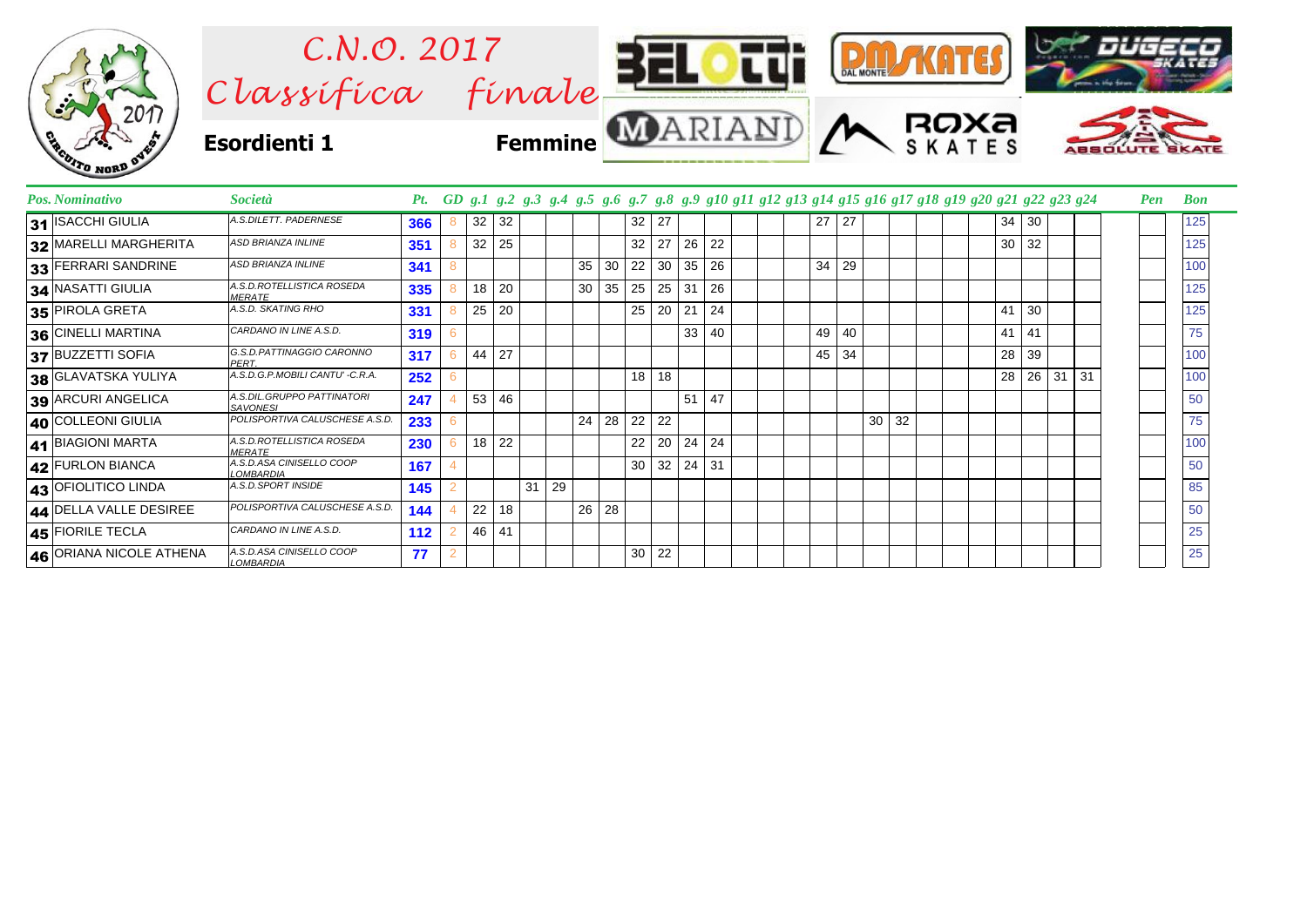# C.N.O. 2017
# Classifica finale

**Esordienti 1** **Femmine**

| Pos. | Nominativo | Società | Pt. | GD | g.1 | g.2 | g.3 | g.4 | g.5 | g.6 | g.7 | g.8 | g.9 | g.10 | g.11 | g.12 | g.13 | g.14 | g.15 | g.16 | g.17 | g.18 | g.19 | g.20 | g.21 | g.22 | g.23 | g.24 | Pen | Bon |
|---|---|---|---|---|---|---|---|---|---|---|---|---|---|---|---|---|---|---|---|---|---|---|---|---|---|---|---|---|---|---|
| 31 | ISACCHI GIULIA | A.S.DILETT. PADERNESE | 366 | 8 | 32 | 32 | | | | | 32 | 27 | | | | | | 27 | 27 | | | | | | 34 | 30 | | | | 125 |
| 32 | MARELLI MARGHERITA | ASD BRIANZA INLINE | 351 | 8 | 32 | 25 | | | | | 32 | 27 | 26 | 22 | | | | | | | | | | | 30 | 32 | | | | 125 |
| 33 | FERRARI SANDRINE | ASD BRIANZA INLINE | 341 | 8 | | | | | 35 | 30 | 22 | 30 | 35 | 26 | | | | 34 | 29 | | | | | | | | | | | 100 |
| 34 | NASATTI GIULIA | A.S.D.ROTELLISTICA ROSEDA MERATE | 335 | 8 | 18 | 20 | | | 30 | 35 | 25 | 25 | 31 | 26 | | | | | | | | | | | | | | | | 125 |
| 35 | PIROLA GRETA | A.S.D. SKATING RHO | 331 | 8 | 25 | 20 | | | | | 25 | 20 | 21 | 24 | | | | | | | | | | | 41 | 30 | | | | 125 |
| 36 | CINELLI MARTINA | CARDANO IN LINE A.S.D. | 319 | 6 | | | | | | | | | 33 | 40 | | | | 49 | 40 | | | | | | 41 | 41 | | | | 75 |
| 37 | BUZZETTI SOFIA | G.S.D.PATTINAGGIO CARONNO PERT. | 317 | 6 | 44 | 27 | | | | | | | | | | | | 45 | 34 | | | | | | 28 | 39 | | | | 100 |
| 38 | GLAVATSKA YULIYA | A.S.D.G.P.MOBILI CANTU' -C.R.A. | 252 | 6 | | | | | | | 18 | 18 | | | | | | | | | | | | | 28 | 26 | 31 | 31 | | 100 |
| 39 | ARCURI ANGELICA | A.S.DIL.GRUPPO PATTINATORI SAVONESI | 247 | 4 | 53 | 46 | | | | | | | 51 | 47 | | | | | | | | | | | | | | | | 50 |
| 40 | COLLEONI GIULIA | POLISPORTIVA CALUSCHESE A.S.D. | 233 | 6 | | | | | 24 | 28 | 22 | 22 | | | | | | | | 30 | 32 | | | | | | | | | 75 |
| 41 | BIAGIONI MARTA | A.S.D.ROTELLISTICA ROSEDA MERATE | 230 | 6 | 18 | 22 | | | | | 22 | 20 | 24 | 24 | | | | | | | | | | | | | | | | 100 |
| 42 | FURLON BIANCA | A.S.D.ASA CINISELLO COOP LOMBARDIA | 167 | 4 | | | | | | | 30 | 32 | 24 | 31 | | | | | | | | | | | | | | | | 50 |
| 43 | OFIOLITICO LINDA | A.S.D.SPORT INSIDE | 145 | 2 | | | 31 | 29 | | | | | | | | | | | | | | | | | | | | | | 85 |
| 44 | DELLA VALLE DESIREE | POLISPORTIVA CALUSCHESE A.S.D. | 144 | 4 | 22 | 18 | | | 26 | 28 | | | | | | | | | | | | | | | | | | | | 50 |
| 45 | FIORILE TECLA | CARDANO IN LINE A.S.D. | 112 | 2 | 46 | 41 | | | | | | | | | | | | | | | | | | | | | | | | 25 |
| 46 | ORIANA NICOLE ATHENA | A.S.D.ASA CINISELLO COOP LOMBARDIA | 77 | 2 | | | | | | | 30 | 22 | | | | | | | | | | | | | | | | | | 25 |